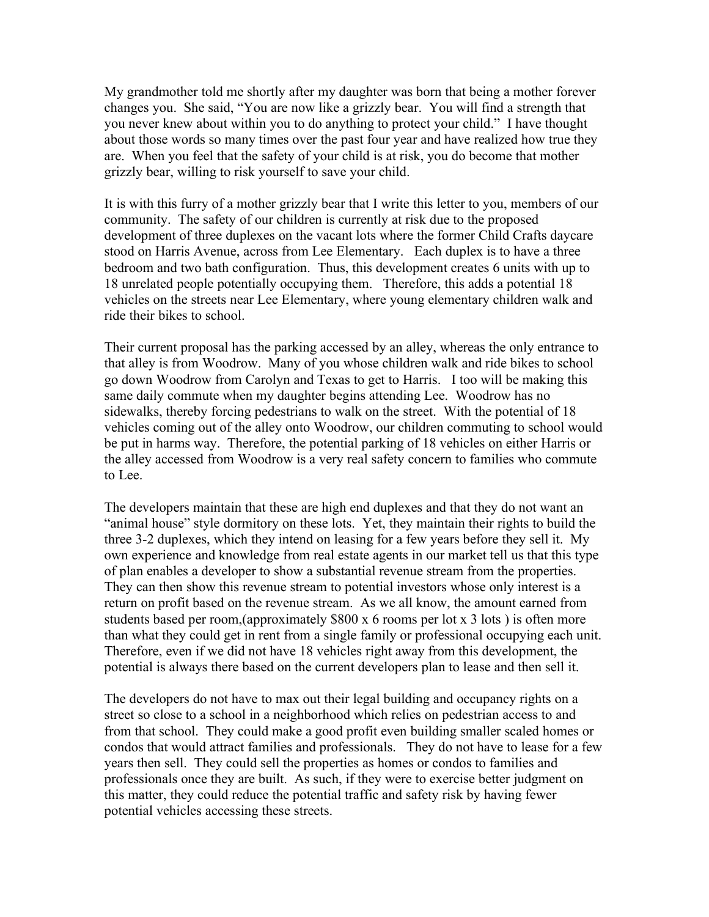My grandmother told me shortly after my daughter was born that being a mother forever changes you. She said, "You are now like a grizzly bear. You will find a strength that you never knew about within you to do anything to protect your child." I have thought about those words so many times over the past four year and have realized how true they are. When you feel that the safety of your child is at risk, you do become that mother grizzly bear, willing to risk yourself to save your child.

It is with this furry of a mother grizzly bear that I write this letter to you, members of our community. The safety of our children is currently at risk due to the proposed development of three duplexes on the vacant lots where the former Child Crafts daycare stood on Harris Avenue, across from Lee Elementary. Each duplex is to have a three bedroom and two bath configuration. Thus, this development creates 6 units with up to 18 unrelated people potentially occupying them. Therefore, this adds a potential 18 vehicles on the streets near Lee Elementary, where young elementary children walk and ride their bikes to school.

Their current proposal has the parking accessed by an alley, whereas the only entrance to that alley is from Woodrow. Many of you whose children walk and ride bikes to school go down Woodrow from Carolyn and Texas to get to Harris. I too will be making this same daily commute when my daughter begins attending Lee. Woodrow has no sidewalks, thereby forcing pedestrians to walk on the street. With the potential of 18 vehicles coming out of the alley onto Woodrow, our children commuting to school would be put in harms way. Therefore, the potential parking of 18 vehicles on either Harris or the alley accessed from Woodrow is a very real safety concern to families who commute to Lee.

The developers maintain that these are high end duplexes and that they do not want an "animal house" style dormitory on these lots. Yet, they maintain their rights to build the three 3-2 duplexes, which they intend on leasing for a few years before they sell it. My own experience and knowledge from real estate agents in our market tell us that this type of plan enables a developer to show a substantial revenue stream from the properties. They can then show this revenue stream to potential investors whose only interest is a return on profit based on the revenue stream. As we all know, the amount earned from students based per room,(approximately $800 x 6 rooms per lot x 3 lots ) is often more than what they could get in rent from a single family or professional occupying each unit. Therefore, even if we did not have 18 vehicles right away from this development, the potential is always there based on the current developers plan to lease and then sell it.

The developers do not have to max out their legal building and occupancy rights on a street so close to a school in a neighborhood which relies on pedestrian access to and from that school. They could make a good profit even building smaller scaled homes or condos that would attract families and professionals. They do not have to lease for a few years then sell. They could sell the properties as homes or condos to families and professionals once they are built. As such, if they were to exercise better judgment on this matter, they could reduce the potential traffic and safety risk by having fewer potential vehicles accessing these streets.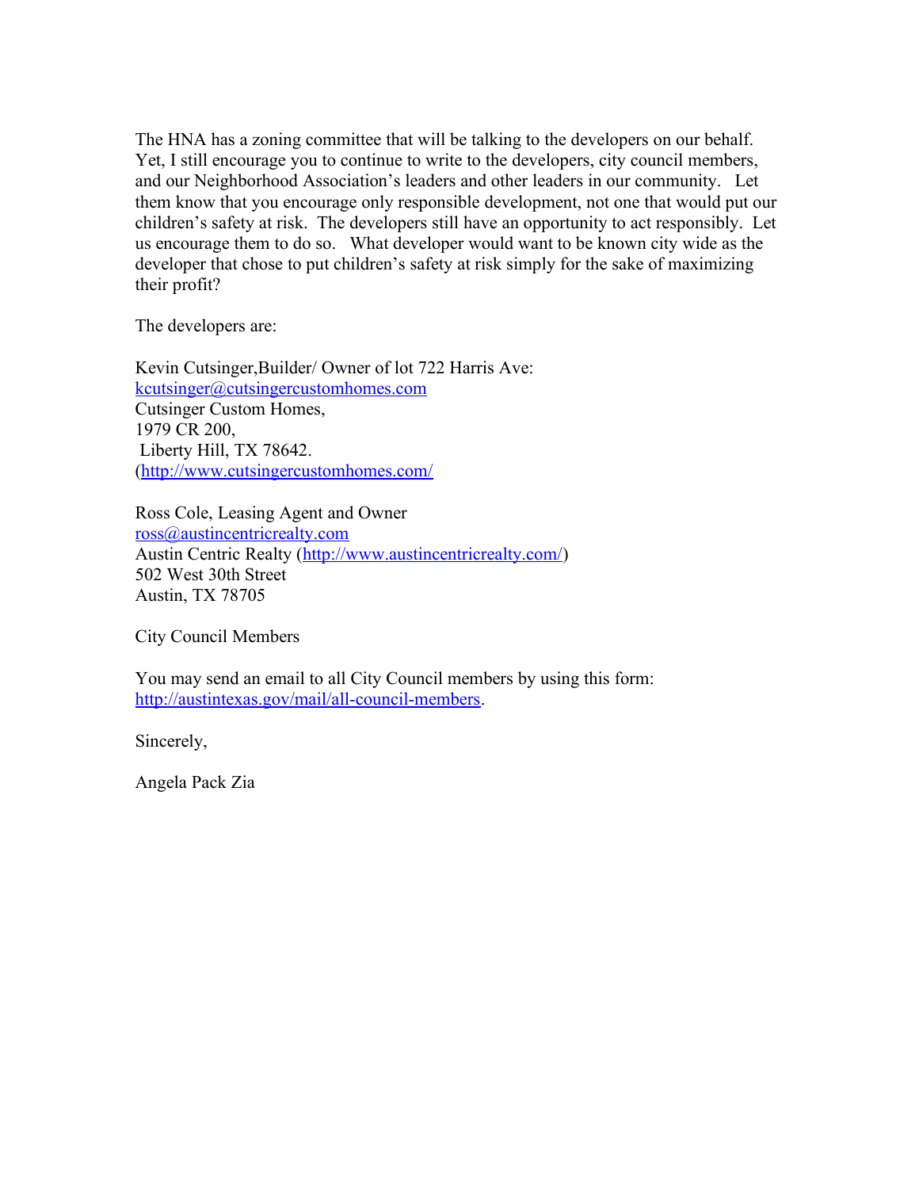The HNA has a zoning committee that will be talking to the developers on our behalf. Yet, I still encourage you to continue to write to the developers, city council members, and our Neighborhood Association's leaders and other leaders in our community. Let them know that you encourage only responsible development, not one that would put our children's safety at risk. The developers still have an opportunity to act responsibly. Let us encourage them to do so. What developer would want to be known city wide as the developer that chose to put children's safety at risk simply for the sake of maximizing their profit?

The developers are:

Kevin Cutsinger,Builder/ Owner of lot 722 Harris Ave:
kcutsinger@cutsingercustomhomes.com
Cutsinger Custom Homes,
1979 CR 200,
Liberty Hill, TX 78642.
(http://www.cutsingercustomhomes.com/

Ross Cole, Leasing Agent and Owner
ross@austincentricrealty.com
Austin Centric Realty (http://www.austincentricrealty.com/)
502 West 30th Street
Austin, TX 78705

City Council Members

You may send an email to all City Council members by using this form: http://austintexas.gov/mail/all-council-members.

Sincerely,

Angela Pack Zia